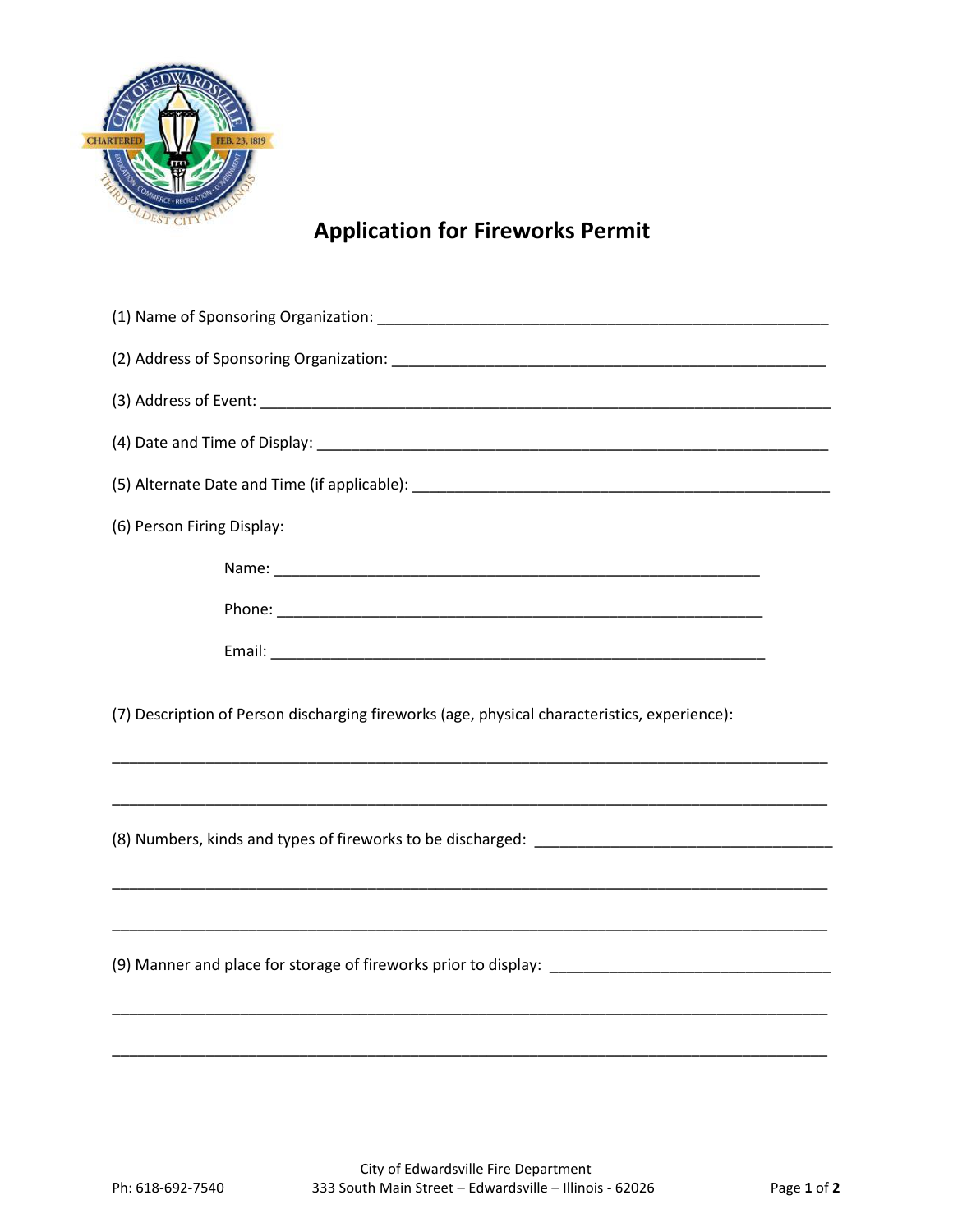# Application for Fireworks Permit

(1) Name of Sponsoring Organization: _______________________________________________________

(2) Address of Sponsoring Organization: ____________________________________________________

(3) Address of Event: ____________________________________________________________________

(4) Date and Time of Display: ______________________________________________________________

(5) Alternate Date and Time (if applicable): __________________________________________________

(6) Person Firing Display:

Name: ___________________________________________________________

Phone: ___________________________________________________________

Email: ___________________________________________________________

(7) Description of Person discharging fireworks (age, physical characteristics, experience):

_____________________________________________________________________________________

_____________________________________________________________________________________

(8) Numbers, kinds and types of fireworks to be discharged: ____________________________________

_____________________________________________________________________________________

_____________________________________________________________________________________

(9) Manner and place for storage of fireworks prior to display: _________________________________

_____________________________________________________________________________________

_____________________________________________________________________________________

City of Edwardsville Fire Department
Ph: 618-692-7540 333 South Main Street – Edwardsville – Illinois - 62026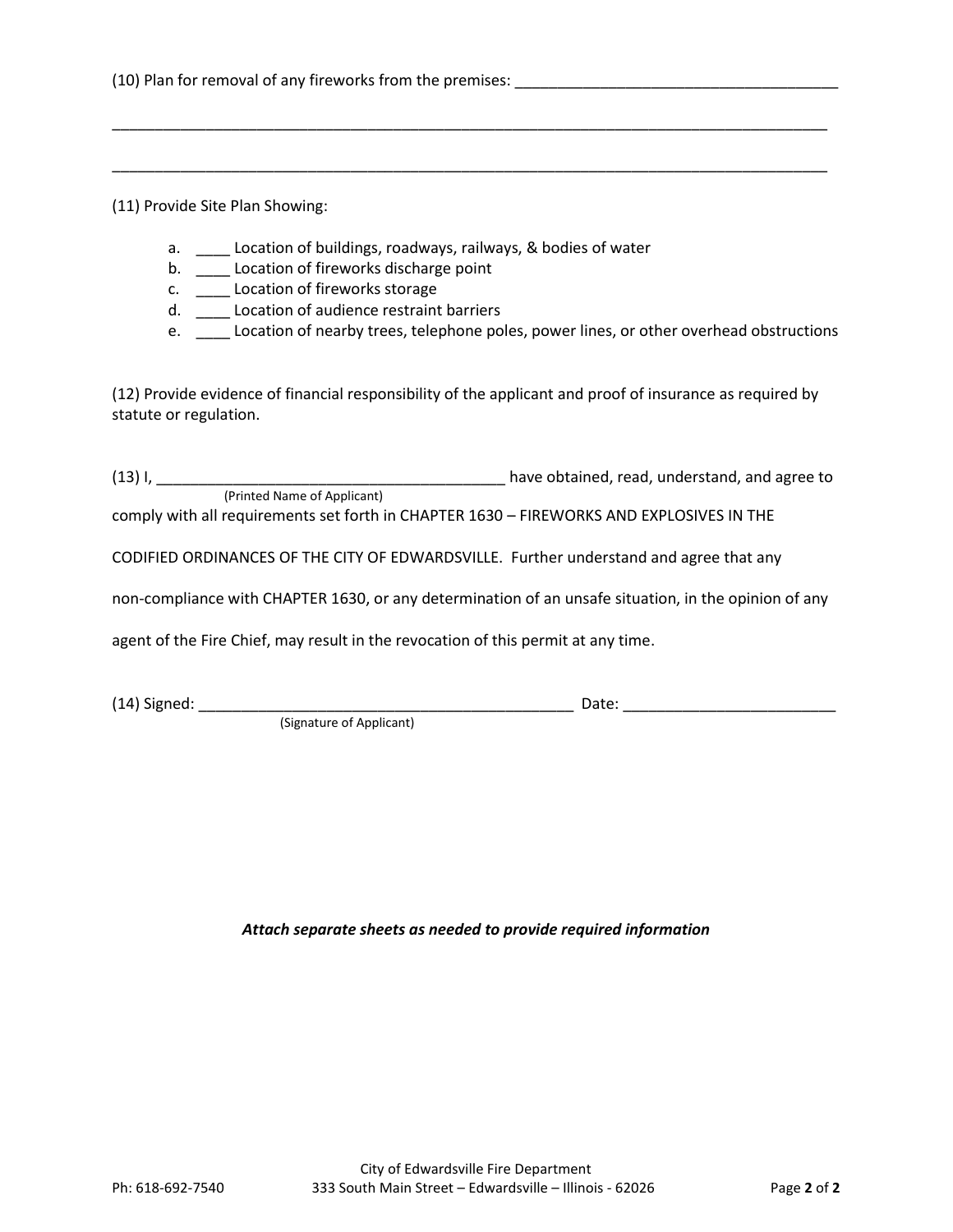(10) Plan for removal of any fireworks from the premises: ______________________________________

_____________________________________________________________________________________

_____________________________________________________________________________________

(11) Provide Site Plan Showing:

a. ____ Location of buildings, roadways, railways, & bodies of water
b. ____ Location of fireworks discharge point
c. ____ Location of fireworks storage
d. ____ Location of audience restraint barriers
e. ____ Location of nearby trees, telephone poles, power lines, or other overhead obstructions

(12) Provide evidence of financial responsibility of the applicant and proof of insurance as required by statute or regulation.

(13) I, _________________________________________ have obtained, read, understand, and agree to
(Printed Name of Applicant)
comply with all requirements set forth in CHAPTER 1630 – FIREWORKS AND EXPLOSIVES IN THE CODIFIED ORDINANCES OF THE CITY OF EDWARDSVILLE. Further understand and agree that any non-compliance with CHAPTER 1630, or any determination of an unsafe situation, in the opinion of any agent of the Fire Chief, may result in the revocation of this permit at any time.

(14) Signed: _____________________________________________ Date: ________________________
(Signature of Applicant)

***Attach separate sheets as needed to provide required information***

City of Edwardsville Fire Department
Ph: 618-692-7540 333 South Main Street – Edwardsville – Illinois - 62026